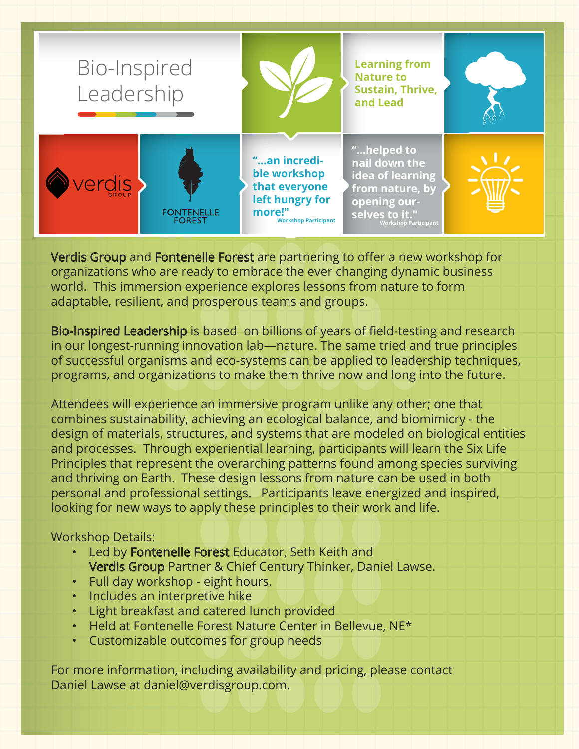# Bio-Inspired Leadership

**Learning from Nature to Sustain, Thrive, and Lead**

verdis GROUP

FONTENELLE FOREST

**"...an incredible workshop that everyone left hungry for more!"** Workshop Participant

**"...helped to nail down the idea of learning from nature, by opening ourselves to it."** Workshop Participant

**Verdis Group** and **Fontenelle Forest** are partnering to offer a new workshop for organizations who are ready to embrace the ever changing dynamic business world. This immersion experience explores lessons from nature to form adaptable, resilient, and prosperous teams and groups.

**Bio-Inspired Leadership** is based on billions of years of field-testing and research in our longest-running innovation lab—nature. The same tried and true principles of successful organisms and eco-systems can be applied to leadership techniques, programs, and organizations to make them thrive now and long into the future.

Attendees will experience an immersive program unlike any other; one that combines sustainability, achieving an ecological balance, and biomimicry - the design of materials, structures, and systems that are modeled on biological entities and processes. Through experiential learning, participants will learn the Six Life Principles that represent the overarching patterns found among species surviving and thriving on Earth. These design lessons from nature can be used in both personal and professional settings. Participants leave energized and inspired, looking for new ways to apply these principles to their work and life.

Workshop Details:

- Led by **Fontenelle Forest** Educator, Seth Keith and **Verdis Group** Partner & Chief Century Thinker, Daniel Lawse.
- Full day workshop - eight hours.
- Includes an interpretive hike
- Light breakfast and catered lunch provided
- Held at Fontenelle Forest Nature Center in Bellevue, NE*
- Customizable outcomes for group needs

For more information, including availability and pricing, please contact Daniel Lawse at daniel@verdisgroup.com.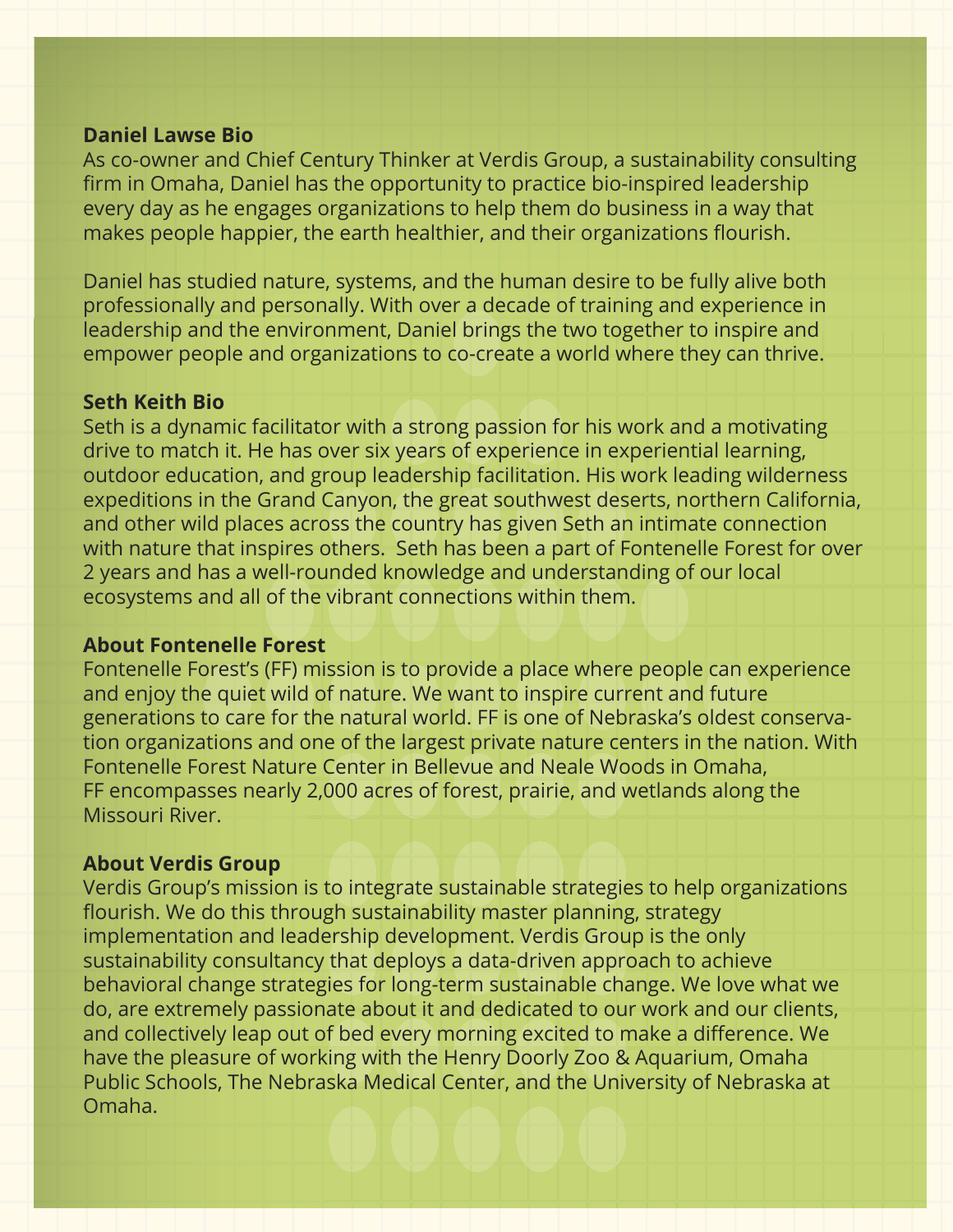**Daniel Lawse Bio**

As co-owner and Chief Century Thinker at Verdis Group, a sustainability consulting firm in Omaha, Daniel has the opportunity to practice bio-inspired leadership every day as he engages organizations to help them do business in a way that makes people happier, the earth healthier, and their organizations flourish.

Daniel has studied nature, systems, and the human desire to be fully alive both professionally and personally. With over a decade of training and experience in leadership and the environment, Daniel brings the two together to inspire and empower people and organizations to co-create a world where they can thrive.

**Seth Keith Bio**

Seth is a dynamic facilitator with a strong passion for his work and a motivating drive to match it. He has over six years of experience in experiential learning, outdoor education, and group leadership facilitation. His work leading wilderness expeditions in the Grand Canyon, the great southwest deserts, northern California, and other wild places across the country has given Seth an intimate connection with nature that inspires others. Seth has been a part of Fontenelle Forest for over 2 years and has a well-rounded knowledge and understanding of our local ecosystems and all of the vibrant connections within them.

**About Fontenelle Forest**

Fontenelle Forest's (FF) mission is to provide a place where people can experience and enjoy the quiet wild of nature. We want to inspire current and future generations to care for the natural world. FF is one of Nebraska's oldest conservation organizations and one of the largest private nature centers in the nation. With Fontenelle Forest Nature Center in Bellevue and Neale Woods in Omaha, FF encompasses nearly 2,000 acres of forest, prairie, and wetlands along the Missouri River.

**About Verdis Group**

Verdis Group's mission is to integrate sustainable strategies to help organizations flourish. We do this through sustainability master planning, strategy implementation and leadership development. Verdis Group is the only sustainability consultancy that deploys a data-driven approach to achieve behavioral change strategies for long-term sustainable change. We love what we do, are extremely passionate about it and dedicated to our work and our clients, and collectively leap out of bed every morning excited to make a difference. We have the pleasure of working with the Henry Doorly Zoo & Aquarium, Omaha Public Schools, The Nebraska Medical Center, and the University of Nebraska at Omaha.